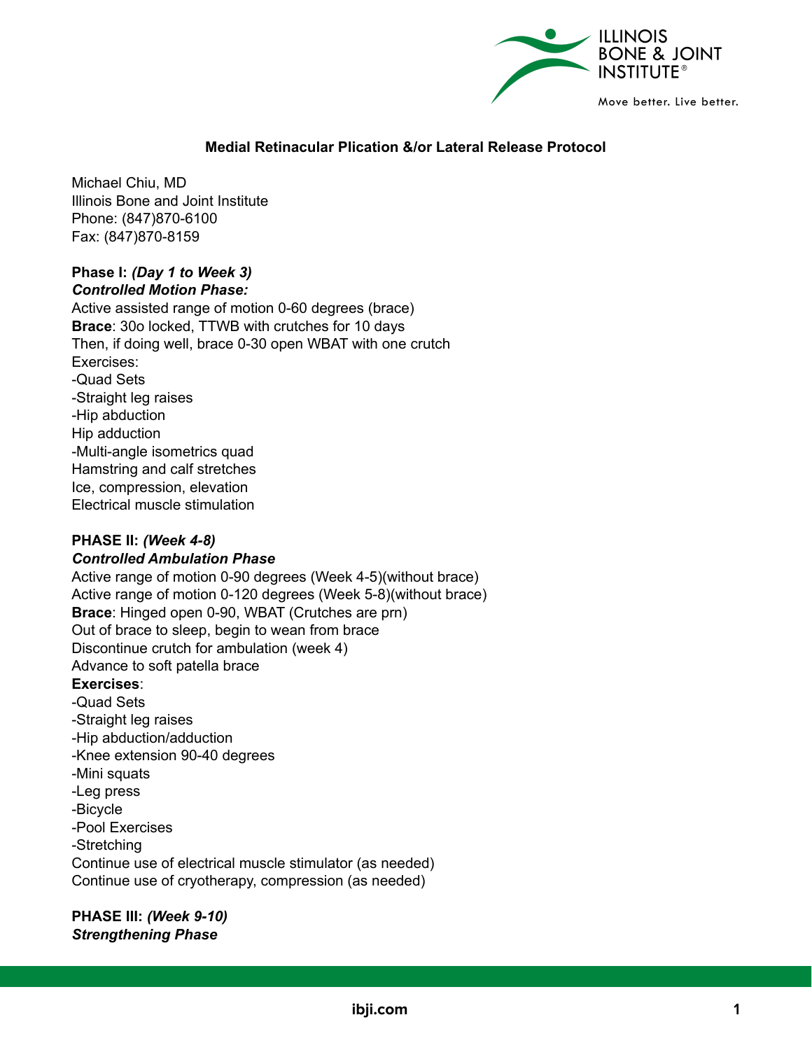# Medial Retinacular Plication &/or Lateral Release Protocol

Michael Chiu, MD
Illinois Bone and Joint Institute
Phone: (847)870-6100
Fax: (847)870-8159

**Phase I:** ***(Day 1 to Week 3)***
***Controlled Motion Phase:***
Active assisted range of motion 0-60 degrees (brace)
**Brace**: 30o locked, TTWB with crutches for 10 days
Then, if doing well, brace 0-30 open WBAT with one crutch
Exercises:
-Quad Sets
-Straight leg raises
-Hip abduction
Hip adduction
-Multi-angle isometrics quad
Hamstring and calf stretches
Ice, compression, elevation
Electrical muscle stimulation

**PHASE II:** ***(Week 4-8)***
***Controlled Ambulation Phase***
Active range of motion 0-90 degrees (Week 4-5)(without brace)
Active range of motion 0-120 degrees (Week 5-8)(without brace)
**Brace**: Hinged open 0-90, WBAT (Crutches are prn)
Out of brace to sleep, begin to wean from brace
Discontinue crutch for ambulation (week 4)
Advance to soft patella brace
**Exercises**:
-Quad Sets
-Straight leg raises
-Hip abduction/adduction
-Knee extension 90-40 degrees
-Mini squats
-Leg press
-Bicycle
-Pool Exercises
-Stretching
Continue use of electrical muscle stimulator (as needed)
Continue use of cryotherapy, compression (as needed)

**PHASE III:** ***(Week 9-10)***
***Strengthening Phase***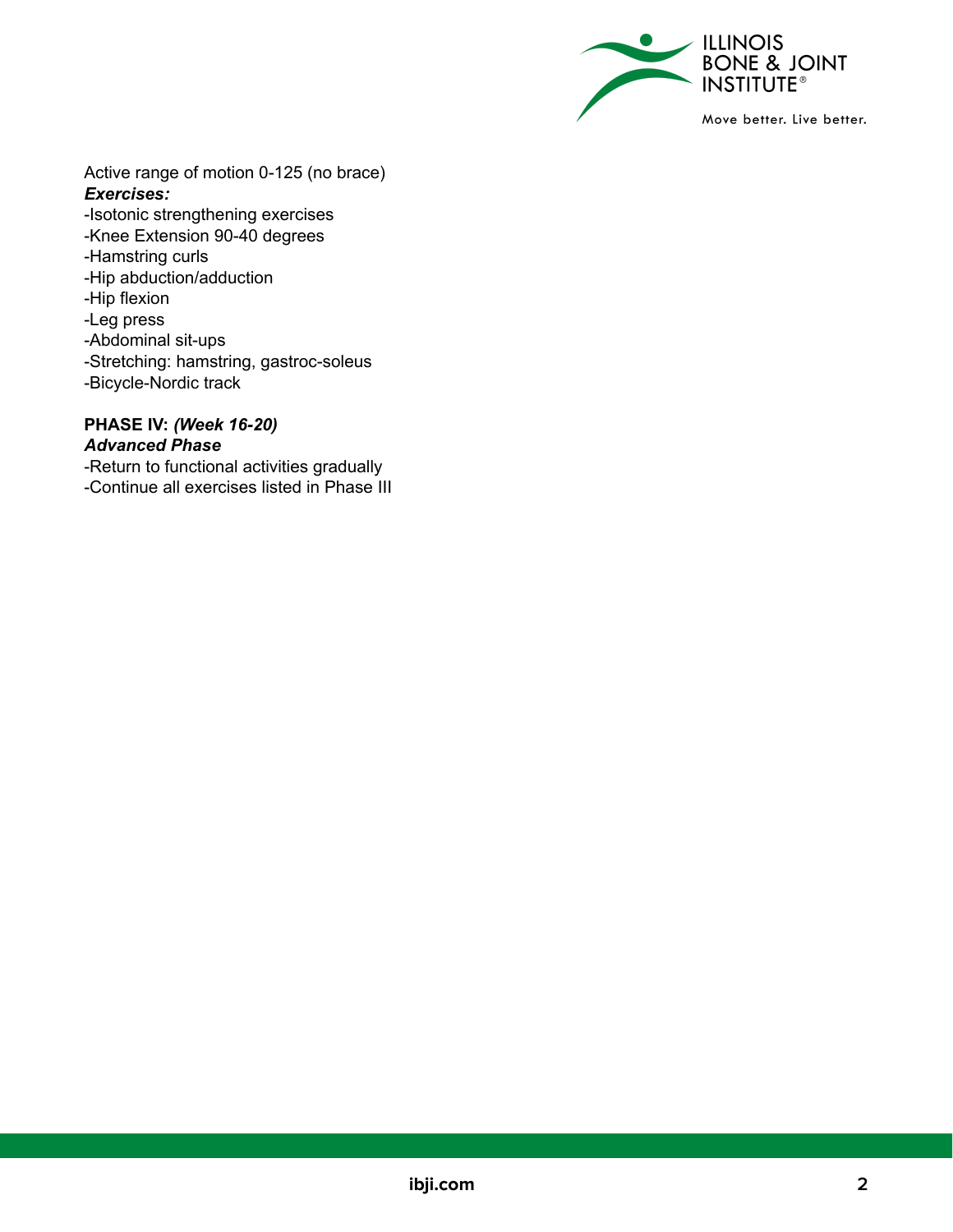Active range of motion 0-125 (no brace)

***Exercises:***

- Isotonic strengthening exercises
- Knee Extension 90-40 degrees
- Hamstring curls
- Hip abduction/adduction
- Hip flexion
- Leg press
- Abdominal sit-ups
- Stretching: hamstring, gastroc-soleus
- Bicycle-Nordic track

**PHASE IV:** ***(Week 16-20)***

***Advanced Phase***

- Return to functional activities gradually
- Continue all exercises listed in Phase III